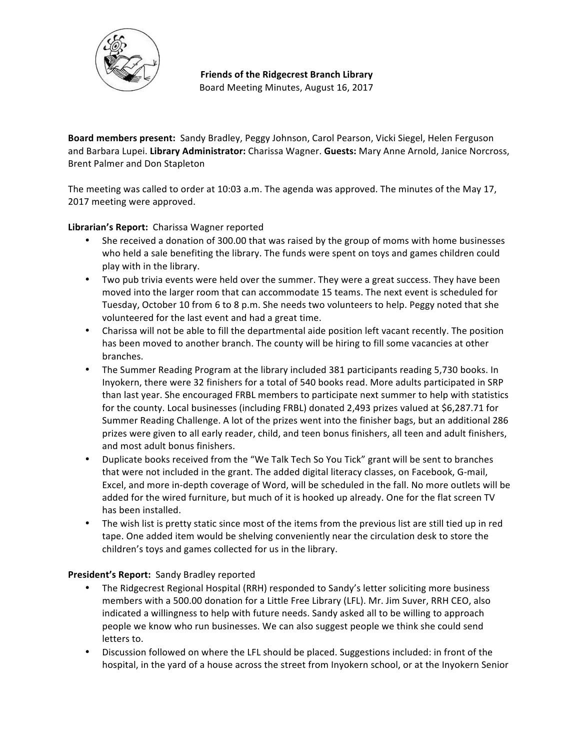**Friends of the Ridgecrest Branch Library**
Board Meeting Minutes, August 16, 2017

**Board members present:** Sandy Bradley, Peggy Johnson, Carol Pearson, Vicki Siegel, Helen Ferguson and Barbara Lupei. **Library Administrator:** Charissa Wagner. **Guests:** Mary Anne Arnold, Janice Norcross, Brent Palmer and Don Stapleton

The meeting was called to order at 10:03 a.m. The agenda was approved. The minutes of the May 17, 2017 meeting were approved.

**Librarian's Report:** Charissa Wagner reported

- She received a donation of 300.00 that was raised by the group of moms with home businesses who held a sale benefiting the library. The funds were spent on toys and games children could play with in the library.
- Two pub trivia events were held over the summer. They were a great success. They have been moved into the larger room that can accommodate 15 teams. The next event is scheduled for Tuesday, October 10 from 6 to 8 p.m. She needs two volunteers to help. Peggy noted that she volunteered for the last event and had a great time.
- Charissa will not be able to fill the departmental aide position left vacant recently. The position has been moved to another branch. The county will be hiring to fill some vacancies at other branches.
- The Summer Reading Program at the library included 381 participants reading 5,730 books. In Inyokern, there were 32 finishers for a total of 540 books read. More adults participated in SRP than last year. She encouraged FRBL members to participate next summer to help with statistics for the county. Local businesses (including FRBL) donated 2,493 prizes valued at $6,287.71 for Summer Reading Challenge. A lot of the prizes went into the finisher bags, but an additional 286 prizes were given to all early reader, child, and teen bonus finishers, all teen and adult finishers, and most adult bonus finishers.
- Duplicate books received from the "We Talk Tech So You Tick" grant will be sent to branches that were not included in the grant. The added digital literacy classes, on Facebook, G-mail, Excel, and more in-depth coverage of Word, will be scheduled in the fall. No more outlets will be added for the wired furniture, but much of it is hooked up already. One for the flat screen TV has been installed.
- The wish list is pretty static since most of the items from the previous list are still tied up in red tape. One added item would be shelving conveniently near the circulation desk to store the children's toys and games collected for us in the library.

**President's Report:** Sandy Bradley reported

- The Ridgecrest Regional Hospital (RRH) responded to Sandy's letter soliciting more business members with a 500.00 donation for a Little Free Library (LFL). Mr. Jim Suver, RRH CEO, also indicated a willingness to help with future needs. Sandy asked all to be willing to approach people we know who run businesses. We can also suggest people we think she could send letters to.
- Discussion followed on where the LFL should be placed. Suggestions included: in front of the hospital, in the yard of a house across the street from Inyokern school, or at the Inyokern Senior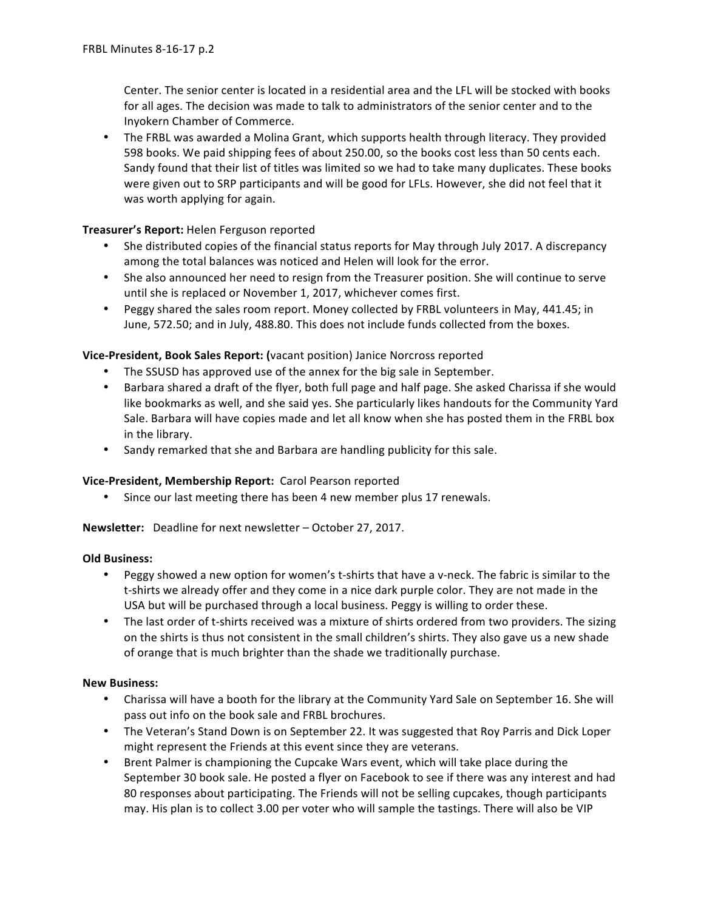Center. The senior center is located in a residential area and the LFL will be stocked with books for all ages. The decision was made to talk to administrators of the senior center and to the Inyokern Chamber of Commerce.

- The FRBL was awarded a Molina Grant, which supports health through literacy. They provided 598 books. We paid shipping fees of about 250.00, so the books cost less than 50 cents each. Sandy found that their list of titles was limited so we had to take many duplicates. These books were given out to SRP participants and will be good for LFLs. However, she did not feel that it was worth applying for again.

**Treasurer's Report:** Helen Ferguson reported

- She distributed copies of the financial status reports for May through July 2017. A discrepancy among the total balances was noticed and Helen will look for the error.
- She also announced her need to resign from the Treasurer position. She will continue to serve until she is replaced or November 1, 2017, whichever comes first.
- Peggy shared the sales room report. Money collected by FRBL volunteers in May, 441.45; in June, 572.50; and in July, 488.80. This does not include funds collected from the boxes.

**Vice-President, Book Sales Report: (**vacant position) Janice Norcross reported

- The SSUSD has approved use of the annex for the big sale in September.
- Barbara shared a draft of the flyer, both full page and half page. She asked Charissa if she would like bookmarks as well, and she said yes. She particularly likes handouts for the Community Yard Sale. Barbara will have copies made and let all know when she has posted them in the FRBL box in the library.
- Sandy remarked that she and Barbara are handling publicity for this sale.

**Vice-President, Membership Report:** Carol Pearson reported

- Since our last meeting there has been 4 new member plus 17 renewals.

**Newsletter:** Deadline for next newsletter – October 27, 2017.

**Old Business:**

- Peggy showed a new option for women's t-shirts that have a v-neck. The fabric is similar to the t-shirts we already offer and they come in a nice dark purple color. They are not made in the USA but will be purchased through a local business. Peggy is willing to order these.
- The last order of t-shirts received was a mixture of shirts ordered from two providers. The sizing on the shirts is thus not consistent in the small children's shirts. They also gave us a new shade of orange that is much brighter than the shade we traditionally purchase.

**New Business:**

- Charissa will have a booth for the library at the Community Yard Sale on September 16. She will pass out info on the book sale and FRBL brochures.
- The Veteran's Stand Down is on September 22. It was suggested that Roy Parris and Dick Loper might represent the Friends at this event since they are veterans.
- Brent Palmer is championing the Cupcake Wars event, which will take place during the September 30 book sale. He posted a flyer on Facebook to see if there was any interest and had 80 responses about participating. The Friends will not be selling cupcakes, though participants may. His plan is to collect 3.00 per voter who will sample the tastings. There will also be VIP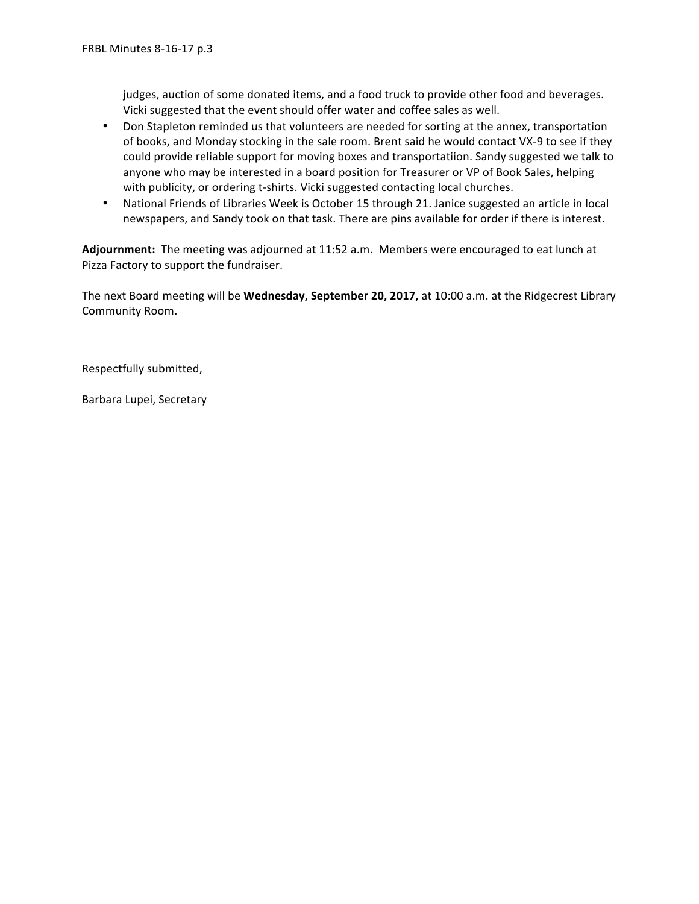judges, auction of some donated items, and a food truck to provide other food and beverages. Vicki suggested that the event should offer water and coffee sales as well.

- Don Stapleton reminded us that volunteers are needed for sorting at the annex, transportation of books, and Monday stocking in the sale room. Brent said he would contact VX-9 to see if they could provide reliable support for moving boxes and transportatiion. Sandy suggested we talk to anyone who may be interested in a board position for Treasurer or VP of Book Sales, helping with publicity, or ordering t-shirts. Vicki suggested contacting local churches.
- National Friends of Libraries Week is October 15 through 21. Janice suggested an article in local newspapers, and Sandy took on that task. There are pins available for order if there is interest.

**Adjournment:** The meeting was adjourned at 11:52 a.m. Members were encouraged to eat lunch at Pizza Factory to support the fundraiser.

The next Board meeting will be **Wednesday, September 20, 2017,** at 10:00 a.m. at the Ridgecrest Library Community Room.

Respectfully submitted,

Barbara Lupei, Secretary